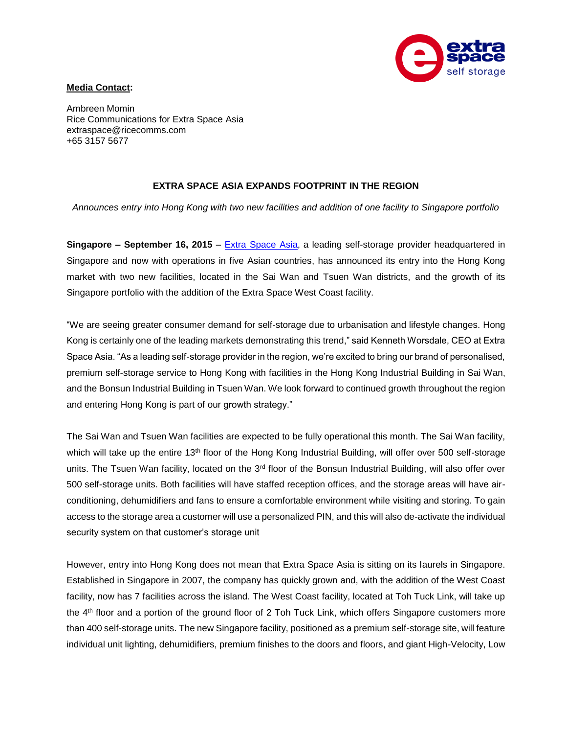**Media Contact:**

Ambreen Momin
Rice Communications for Extra Space Asia
extraspace@ricecomms.com
+65 3157 5677

## EXTRA SPACE ASIA EXPANDS FOOTPRINT IN THE REGION

*Announces entry into Hong Kong with two new facilities and addition of one facility to Singapore portfolio*

**Singapore – September 16, 2015** – Extra Space Asia, a leading self-storage provider headquartered in Singapore and now with operations in five Asian countries, has announced its entry into the Hong Kong market with two new facilities, located in the Sai Wan and Tsuen Wan districts, and the growth of its Singapore portfolio with the addition of the Extra Space West Coast facility.

"We are seeing greater consumer demand for self-storage due to urbanisation and lifestyle changes. Hong Kong is certainly one of the leading markets demonstrating this trend," said Kenneth Worsdale, CEO at Extra Space Asia. "As a leading self-storage provider in the region, we're excited to bring our brand of personalised, premium self-storage service to Hong Kong with facilities in the Hong Kong Industrial Building in Sai Wan, and the Bonsun Industrial Building in Tsuen Wan. We look forward to continued growth throughout the region and entering Hong Kong is part of our growth strategy."

The Sai Wan and Tsuen Wan facilities are expected to be fully operational this month. The Sai Wan facility, which will take up the entire 13th floor of the Hong Kong Industrial Building, will offer over 500 self-storage units. The Tsuen Wan facility, located on the 3rd floor of the Bonsun Industrial Building, will also offer over 500 self-storage units. Both facilities will have staffed reception offices, and the storage areas will have air-conditioning, dehumidifiers and fans to ensure a comfortable environment while visiting and storing. To gain access to the storage area a customer will use a personalized PIN, and this will also de-activate the individual security system on that customer's storage unit

However, entry into Hong Kong does not mean that Extra Space Asia is sitting on its laurels in Singapore. Established in Singapore in 2007, the company has quickly grown and, with the addition of the West Coast facility, now has 7 facilities across the island. The West Coast facility, located at Toh Tuck Link, will take up the 4th floor and a portion of the ground floor of 2 Toh Tuck Link, which offers Singapore customers more than 400 self-storage units. The new Singapore facility, positioned as a premium self-storage site, will feature individual unit lighting, dehumidifiers, premium finishes to the doors and floors, and giant High-Velocity, Low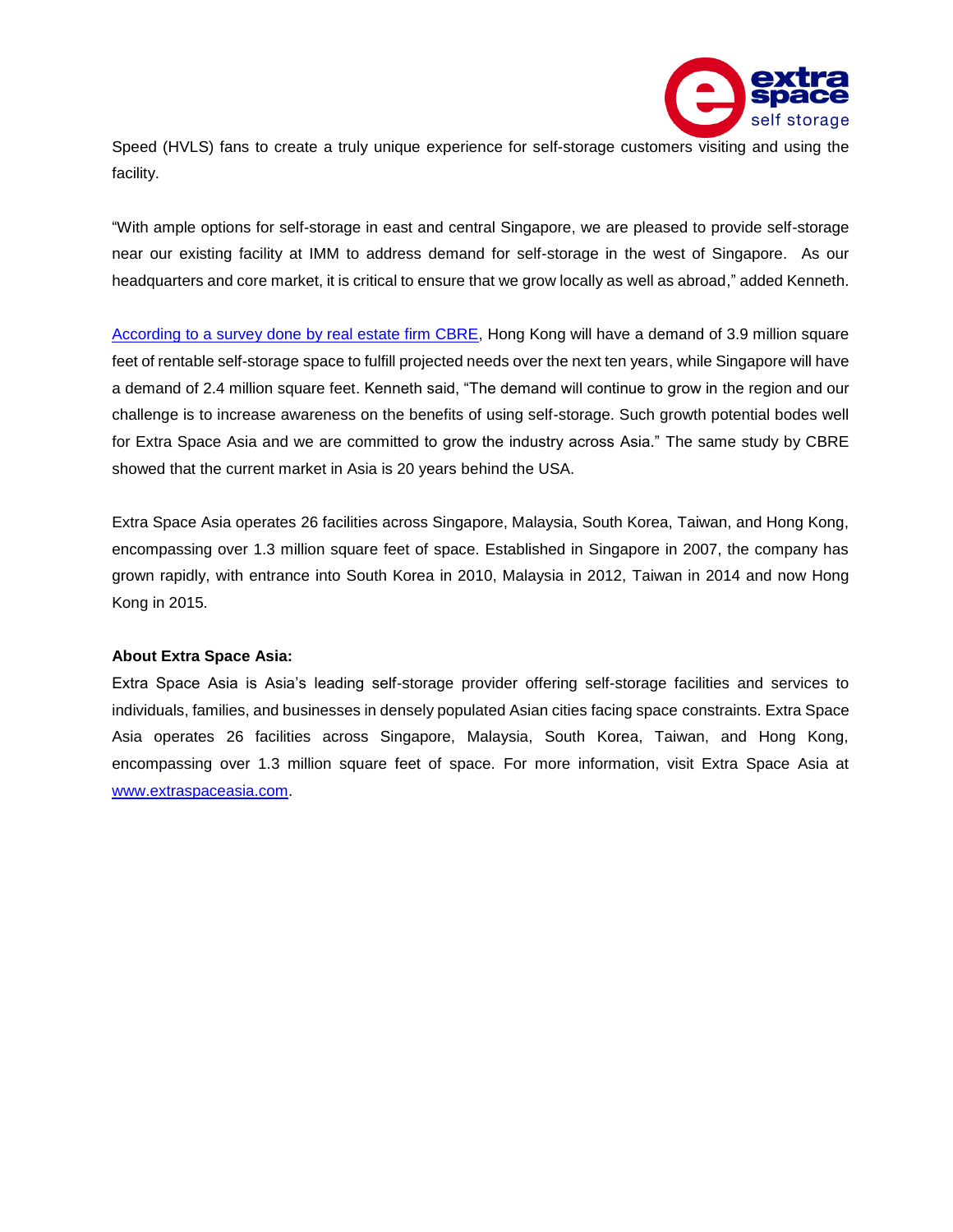Speed (HVLS) fans to create a truly unique experience for self-storage customers visiting and using the facility.

"With ample options for self-storage in east and central Singapore, we are pleased to provide self-storage near our existing facility at IMM to address demand for self-storage in the west of Singapore. As our headquarters and core market, it is critical to ensure that we grow locally as well as abroad," added Kenneth.

According to a survey done by real estate firm CBRE, Hong Kong will have a demand of 3.9 million square feet of rentable self-storage space to fulfill projected needs over the next ten years, while Singapore will have a demand of 2.4 million square feet. Kenneth said, "The demand will continue to grow in the region and our challenge is to increase awareness on the benefits of using self-storage. Such growth potential bodes well for Extra Space Asia and we are committed to grow the industry across Asia." The same study by CBRE showed that the current market in Asia is 20 years behind the USA.

Extra Space Asia operates 26 facilities across Singapore, Malaysia, South Korea, Taiwan, and Hong Kong, encompassing over 1.3 million square feet of space. Established in Singapore in 2007, the company has grown rapidly, with entrance into South Korea in 2010, Malaysia in 2012, Taiwan in 2014 and now Hong Kong in 2015.

**About Extra Space Asia:**

Extra Space Asia is Asia's leading self-storage provider offering self-storage facilities and services to individuals, families, and businesses in densely populated Asian cities facing space constraints. Extra Space Asia operates 26 facilities across Singapore, Malaysia, South Korea, Taiwan, and Hong Kong, encompassing over 1.3 million square feet of space. For more information, visit Extra Space Asia at www.extraspaceasia.com.